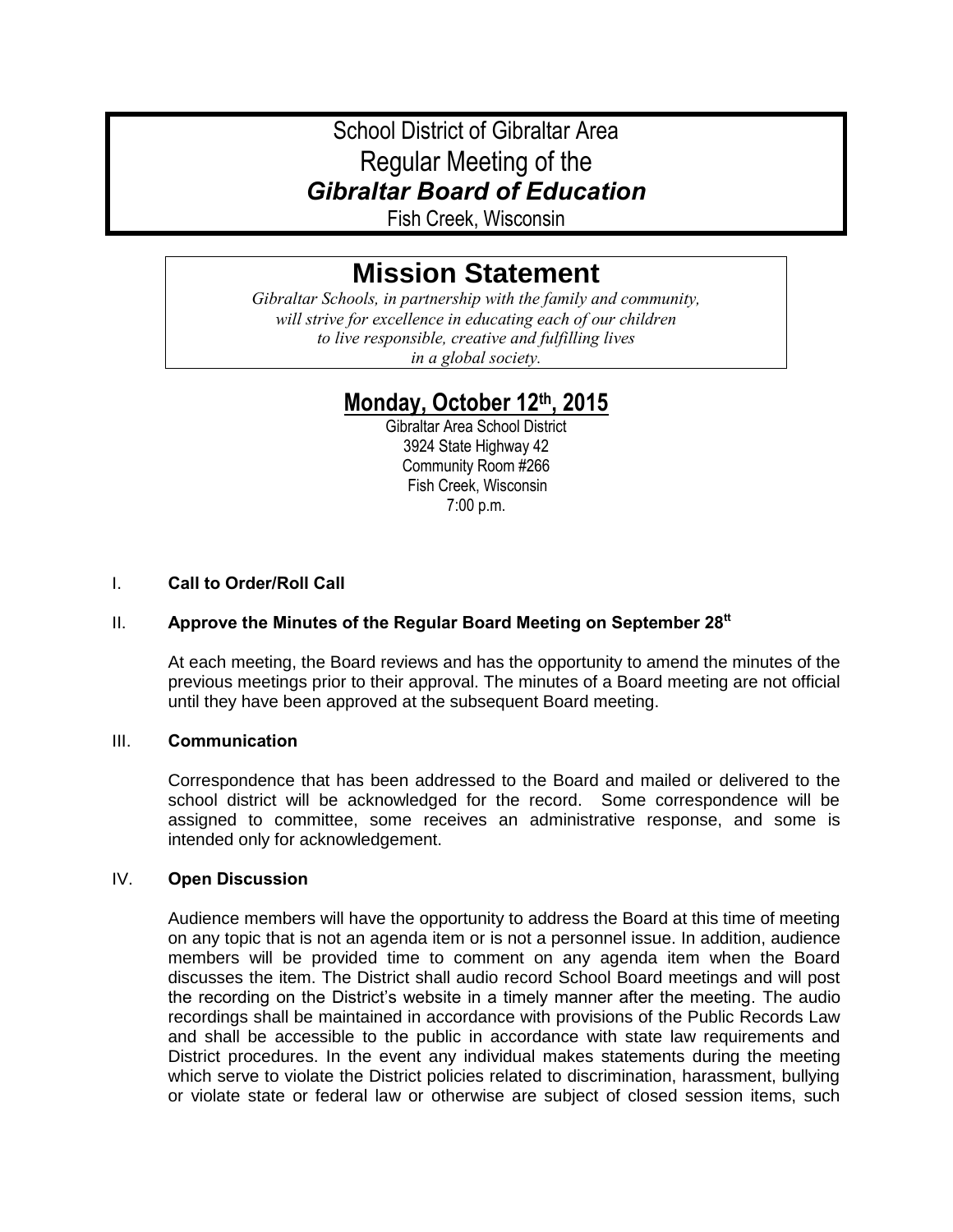# School District of Gibraltar Area
# Regular Meeting of the
# *Gibraltar Board of Education*

Fish Creek, Wisconsin

## Mission Statement

*Gibraltar Schools, in partnership with the family and community, will strive for excellence in educating each of our children to live responsible, creative and fulfilling lives in a global society.*

## Monday, October 12th, 2015

Gibraltar Area School District
3924 State Highway 42
Community Room #266
Fish Creek, Wisconsin
7:00 p.m.

I. **Call to Order/Roll Call**

II. **Approve the Minutes of the Regular Board Meeting on September 28tt**

At each meeting, the Board reviews and has the opportunity to amend the minutes of the previous meetings prior to their approval. The minutes of a Board meeting are not official until they have been approved at the subsequent Board meeting.

III. **Communication**

Correspondence that has been addressed to the Board and mailed or delivered to the school district will be acknowledged for the record. Some correspondence will be assigned to committee, some receives an administrative response, and some is intended only for acknowledgement.

IV. **Open Discussion**

Audience members will have the opportunity to address the Board at this time of meeting on any topic that is not an agenda item or is not a personnel issue. In addition, audience members will be provided time to comment on any agenda item when the Board discusses the item. The District shall audio record School Board meetings and will post the recording on the District's website in a timely manner after the meeting. The audio recordings shall be maintained in accordance with provisions of the Public Records Law and shall be accessible to the public in accordance with state law requirements and District procedures. In the event any individual makes statements during the meeting which serve to violate the District policies related to discrimination, harassment, bullying or violate state or federal law or otherwise are subject of closed session items, such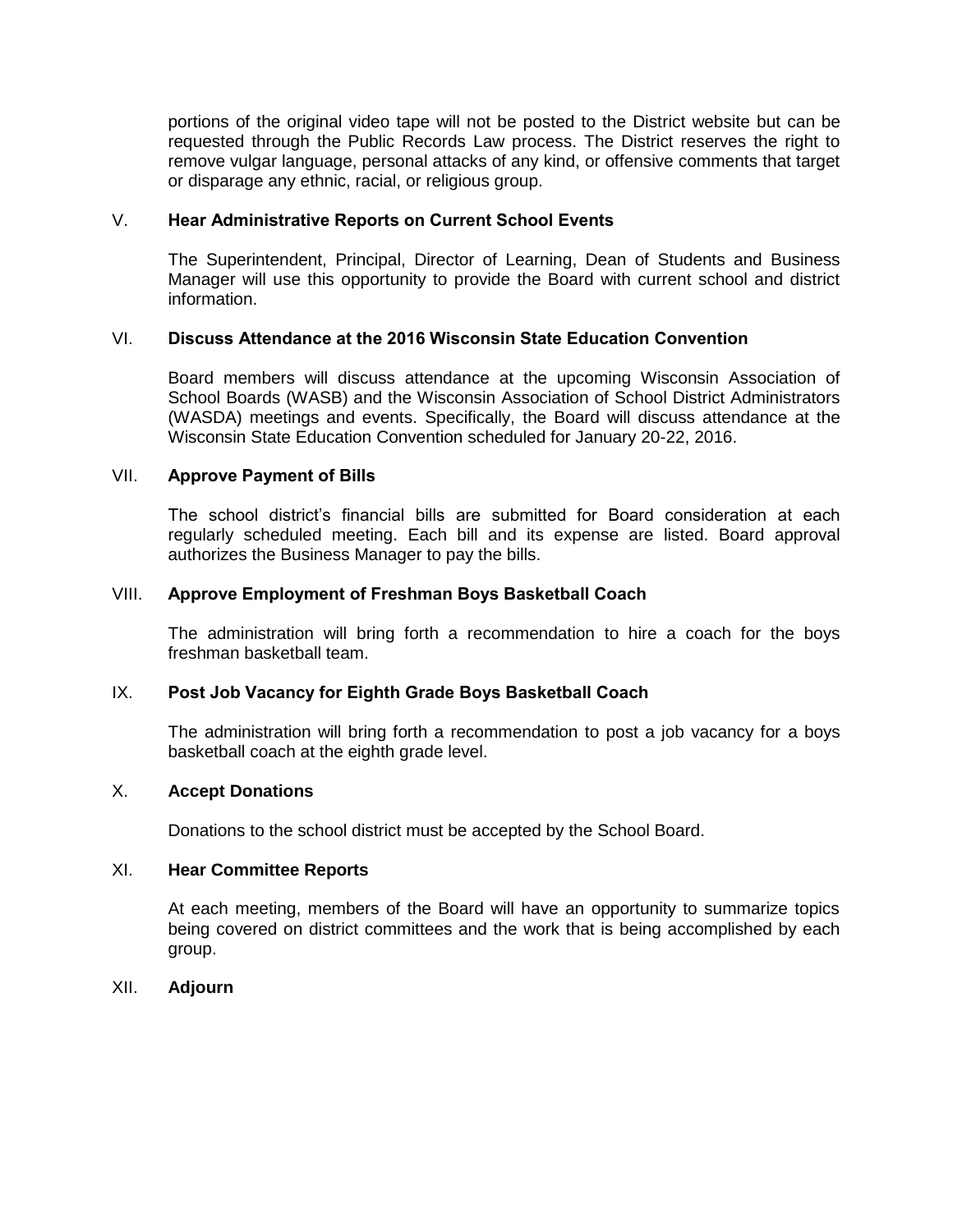portions of the original video tape will not be posted to the District website but can be requested through the Public Records Law process. The District reserves the right to remove vulgar language, personal attacks of any kind, or offensive comments that target or disparage any ethnic, racial, or religious group.

V. **Hear Administrative Reports on Current School Events**

The Superintendent, Principal, Director of Learning, Dean of Students and Business Manager will use this opportunity to provide the Board with current school and district information.

VI. **Discuss Attendance at the 2016 Wisconsin State Education Convention**

Board members will discuss attendance at the upcoming Wisconsin Association of School Boards (WASB) and the Wisconsin Association of School District Administrators (WASDA) meetings and events. Specifically, the Board will discuss attendance at the Wisconsin State Education Convention scheduled for January 20-22, 2016.

VII. **Approve Payment of Bills**

The school district's financial bills are submitted for Board consideration at each regularly scheduled meeting. Each bill and its expense are listed. Board approval authorizes the Business Manager to pay the bills.

VIII. **Approve Employment of Freshman Boys Basketball Coach**

The administration will bring forth a recommendation to hire a coach for the boys freshman basketball team.

IX. **Post Job Vacancy for Eighth Grade Boys Basketball Coach**

The administration will bring forth a recommendation to post a job vacancy for a boys basketball coach at the eighth grade level.

X. **Accept Donations**

Donations to the school district must be accepted by the School Board.

XI. **Hear Committee Reports**

At each meeting, members of the Board will have an opportunity to summarize topics being covered on district committees and the work that is being accomplished by each group.

XII. **Adjourn**